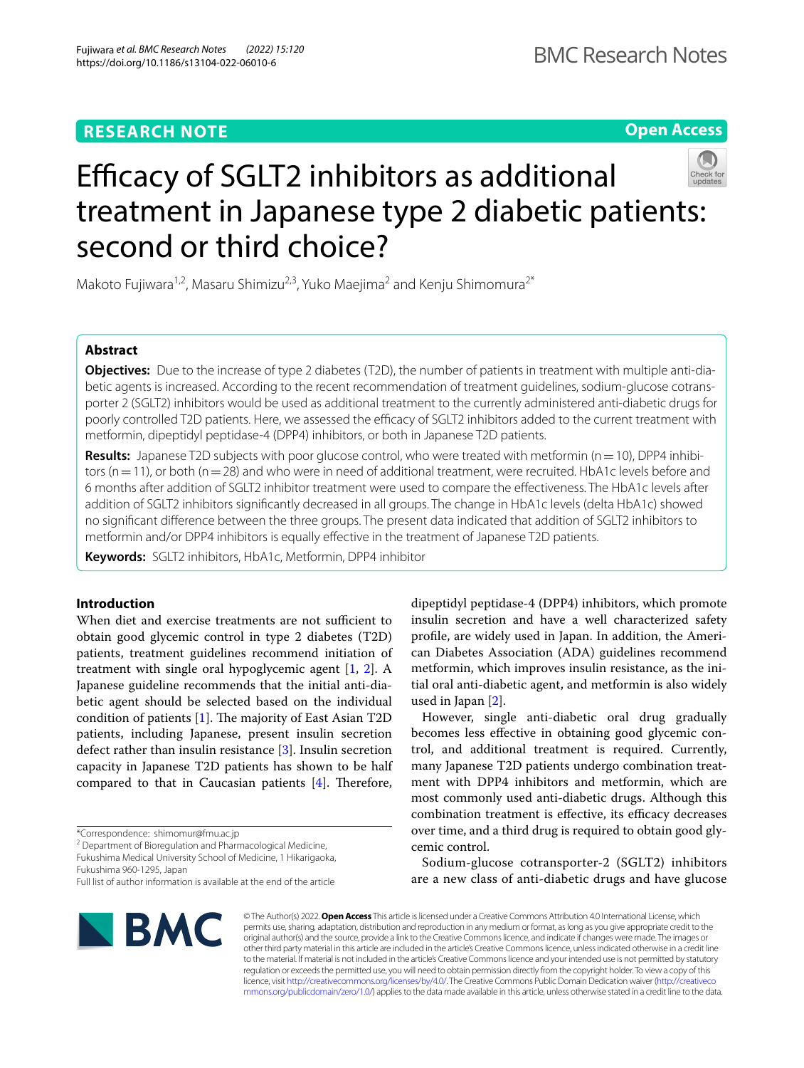RESEARCH NOTE

Open Access

# Efficacy of SGLT2 inhibitors as additional treatment in Japanese type 2 diabetic patients: second or third choice?

Makoto Fujiwara[1,2], Masaru Shimizu[2,3], Yuko Maejima[2] and Kenju Shimomura[2*]

## Abstract

**Objectives:** Due to the increase of type 2 diabetes (T2D), the number of patients in treatment with multiple anti-diabetic agents is increased. According to the recent recommendation of treatment guidelines, sodium-glucose cotransporter 2 (SGLT2) inhibitors would be used as additional treatment to the currently administered anti-diabetic drugs for poorly controlled T2D patients. Here, we assessed the efficacy of SGLT2 inhibitors added to the current treatment with metformin, dipeptidyl peptidase-4 (DPP4) inhibitors, or both in Japanese T2D patients.

**Results:** Japanese T2D subjects with poor glucose control, who were treated with metformin (n = 10), DPP4 inhibitors (n = 11), or both (n = 28) and who were in need of additional treatment, were recruited. HbA1c levels before and 6 months after addition of SGLT2 inhibitor treatment were used to compare the effectiveness. The HbA1c levels after addition of SGLT2 inhibitors significantly decreased in all groups. The change in HbA1c levels (delta HbA1c) showed no significant difference between the three groups. The present data indicated that addition of SGLT2 inhibitors to metformin and/or DPP4 inhibitors is equally effective in the treatment of Japanese T2D patients.

**Keywords:** SGLT2 inhibitors, HbA1c, Metformin, DPP4 inhibitor

## Introduction

When diet and exercise treatments are not sufficient to obtain good glycemic control in type 2 diabetes (T2D) patients, treatment guidelines recommend initiation of treatment with single oral hypoglycemic agent [1, 2]. A Japanese guideline recommends that the initial anti-diabetic agent should be selected based on the individual condition of patients [1]. The majority of East Asian T2D patients, including Japanese, present insulin secretion defect rather than insulin resistance [3]. Insulin secretion capacity in Japanese T2D patients has shown to be half compared to that in Caucasian patients [4]. Therefore, dipeptidyl peptidase-4 (DPP4) inhibitors, which promote insulin secretion and have a well characterized safety profile, are widely used in Japan. In addition, the American Diabetes Association (ADA) guidelines recommend metformin, which improves insulin resistance, as the initial oral anti-diabetic agent, and metformin is also widely used in Japan [2].

However, single anti-diabetic oral drug gradually becomes less effective in obtaining good glycemic control, and additional treatment is required. Currently, many Japanese T2D patients undergo combination treatment with DPP4 inhibitors and metformin, which are most commonly used anti-diabetic drugs. Although this combination treatment is effective, its efficacy decreases over time, and a third drug is required to obtain good glycemic control.

Sodium-glucose cotransporter-2 (SGLT2) inhibitors are a new class of anti-diabetic drugs and have glucose

*Correspondence: shimomur@fmu.ac.jp

[2] Department of Bioregulation and Pharmacological Medicine, Fukushima Medical University School of Medicine, 1 Hikarigaoka, Fukushima 960-1295, Japan

Full list of author information is available at the end of the article

© The Author(s) 2022. **Open Access** This article is licensed under a Creative Commons Attribution 4.0 International License, which permits use, sharing, adaptation, distribution and reproduction in any medium or format, as long as you give appropriate credit to the original author(s) and the source, provide a link to the Creative Commons licence, and indicate if changes were made. The images or other third party material in this article are included in the article's Creative Commons licence, unless indicated otherwise in a credit line to the material. If material is not included in the article's Creative Commons licence and your intended use is not permitted by statutory regulation or exceeds the permitted use, you will need to obtain permission directly from the copyright holder. To view a copy of this licence, visit http://creativecommons.org/licenses/by/4.0/. The Creative Commons Public Domain Dedication waiver (http://creativecommons.org/publicdomain/zero/1.0/) applies to the data made available in this article, unless otherwise stated in a credit line to the data.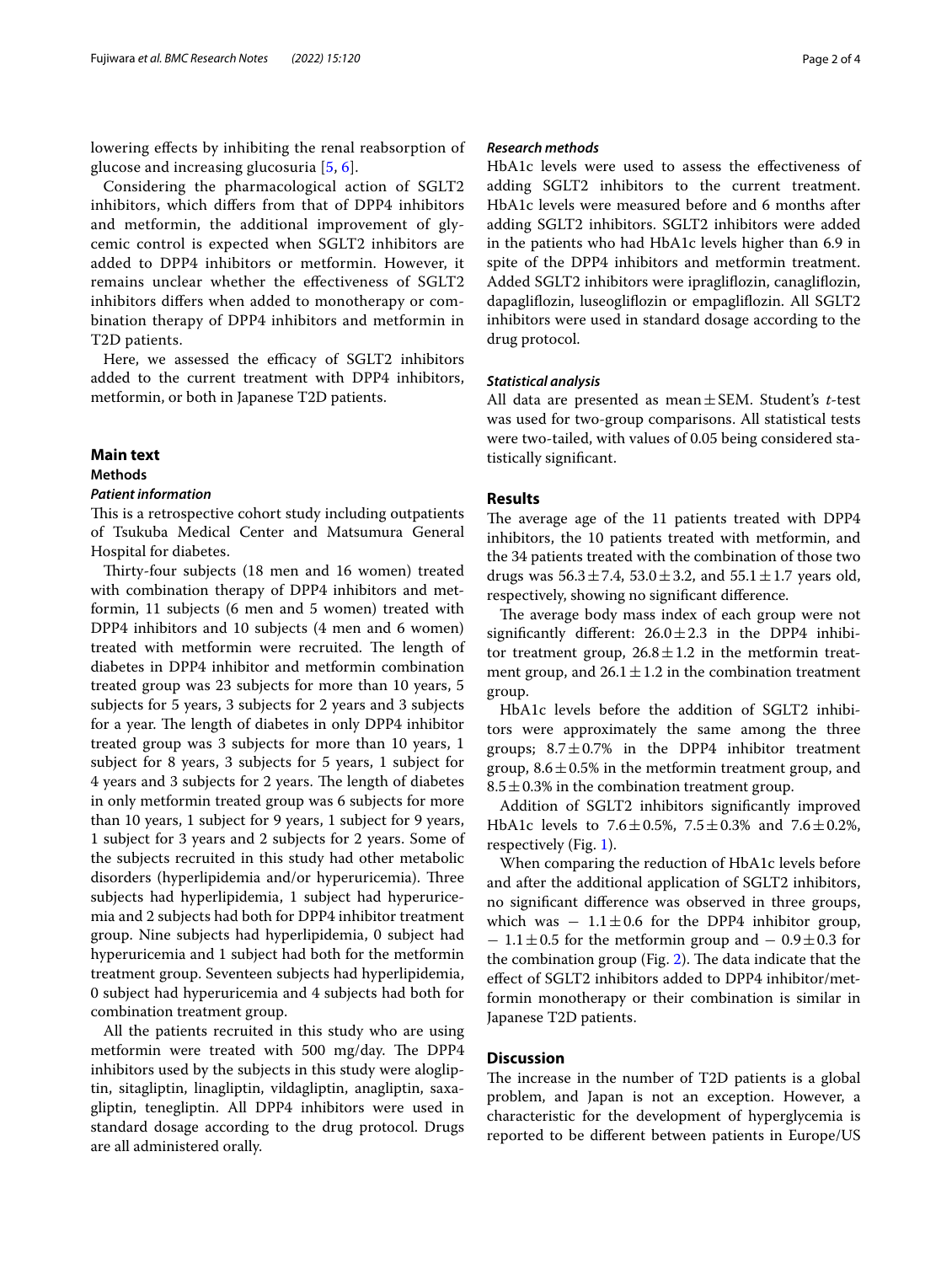lowering effects by inhibiting the renal reabsorption of glucose and increasing glucosuria [5, 6].

Considering the pharmacological action of SGLT2 inhibitors, which differs from that of DPP4 inhibitors and metformin, the additional improvement of glycemic control is expected when SGLT2 inhibitors are added to DPP4 inhibitors or metformin. However, it remains unclear whether the effectiveness of SGLT2 inhibitors differs when added to monotherapy or combination therapy of DPP4 inhibitors and metformin in T2D patients.

Here, we assessed the efficacy of SGLT2 inhibitors added to the current treatment with DPP4 inhibitors, metformin, or both in Japanese T2D patients.

## Main text

### Methods

#### *Patient information*

This is a retrospective cohort study including outpatients of Tsukuba Medical Center and Matsumura General Hospital for diabetes.

Thirty-four subjects (18 men and 16 women) treated with combination therapy of DPP4 inhibitors and metformin, 11 subjects (6 men and 5 women) treated with DPP4 inhibitors and 10 subjects (4 men and 6 women) treated with metformin were recruited. The length of diabetes in DPP4 inhibitor and metformin combination treated group was 23 subjects for more than 10 years, 5 subjects for 5 years, 3 subjects for 2 years and 3 subjects for a year. The length of diabetes in only DPP4 inhibitor treated group was 3 subjects for more than 10 years, 1 subject for 8 years, 3 subjects for 5 years, 1 subject for 4 years and 3 subjects for 2 years. The length of diabetes in only metformin treated group was 6 subjects for more than 10 years, 1 subject for 9 years, 1 subject for 9 years, 1 subject for 3 years and 2 subjects for 2 years. Some of the subjects recruited in this study had other metabolic disorders (hyperlipidemia and/or hyperuricemia). Three subjects had hyperlipidemia, 1 subject had hyperuricemia and 2 subjects had both for DPP4 inhibitor treatment group. Nine subjects had hyperlipidemia, 0 subject had hyperuricemia and 1 subject had both for the metformin treatment group. Seventeen subjects had hyperlipidemia, 0 subject had hyperuricemia and 4 subjects had both for combination treatment group.

All the patients recruited in this study who are using metformin were treated with 500 mg/day. The DPP4 inhibitors used by the subjects in this study were alogliptin, sitagliptin, linagliptin, vildagliptin, anagliptin, saxagliptin, tenegliptin. All DPP4 inhibitors were used in standard dosage according to the drug protocol. Drugs are all administered orally.

#### *Research methods*

HbA1c levels were used to assess the effectiveness of adding SGLT2 inhibitors to the current treatment. HbA1c levels were measured before and 6 months after adding SGLT2 inhibitors. SGLT2 inhibitors were added in the patients who had HbA1c levels higher than 6.9 in spite of the DPP4 inhibitors and metformin treatment. Added SGLT2 inhibitors were ipragliflozin, canagliflozin, dapagliflozin, luseogliflozin or empagliflozin. All SGLT2 inhibitors were used in standard dosage according to the drug protocol.

#### *Statistical analysis*

All data are presented as mean ± SEM. Student's *t*-test was used for two-group comparisons. All statistical tests were two-tailed, with values of 0.05 being considered statistically significant.

### Results

The average age of the 11 patients treated with DPP4 inhibitors, the 10 patients treated with metformin, and the 34 patients treated with the combination of those two drugs was 56.3 ± 7.4, 53.0 ± 3.2, and 55.1 ± 1.7 years old, respectively, showing no significant difference.

The average body mass index of each group were not significantly different: 26.0 ± 2.3 in the DPP4 inhibitor treatment group, 26.8 ± 1.2 in the metformin treatment group, and 26.1 ± 1.2 in the combination treatment group.

HbA1c levels before the addition of SGLT2 inhibitors were approximately the same among the three groups; 8.7 ± 0.7% in the DPP4 inhibitor treatment group, 8.6 ± 0.5% in the metformin treatment group, and 8.5 ± 0.3% in the combination treatment group.

Addition of SGLT2 inhibitors significantly improved HbA1c levels to 7.6 ± 0.5%, 7.5 ± 0.3% and 7.6 ± 0.2%, respectively (Fig. 1).

When comparing the reduction of HbA1c levels before and after the additional application of SGLT2 inhibitors, no significant difference was observed in three groups, which was − 1.1 ± 0.6 for the DPP4 inhibitor group, − 1.1 ± 0.5 for the metformin group and − 0.9 ± 0.3 for the combination group (Fig. 2). The data indicate that the effect of SGLT2 inhibitors added to DPP4 inhibitor/metformin monotherapy or their combination is similar in Japanese T2D patients.

## Discussion

The increase in the number of T2D patients is a global problem, and Japan is not an exception. However, a characteristic for the development of hyperglycemia is reported to be different between patients in Europe/US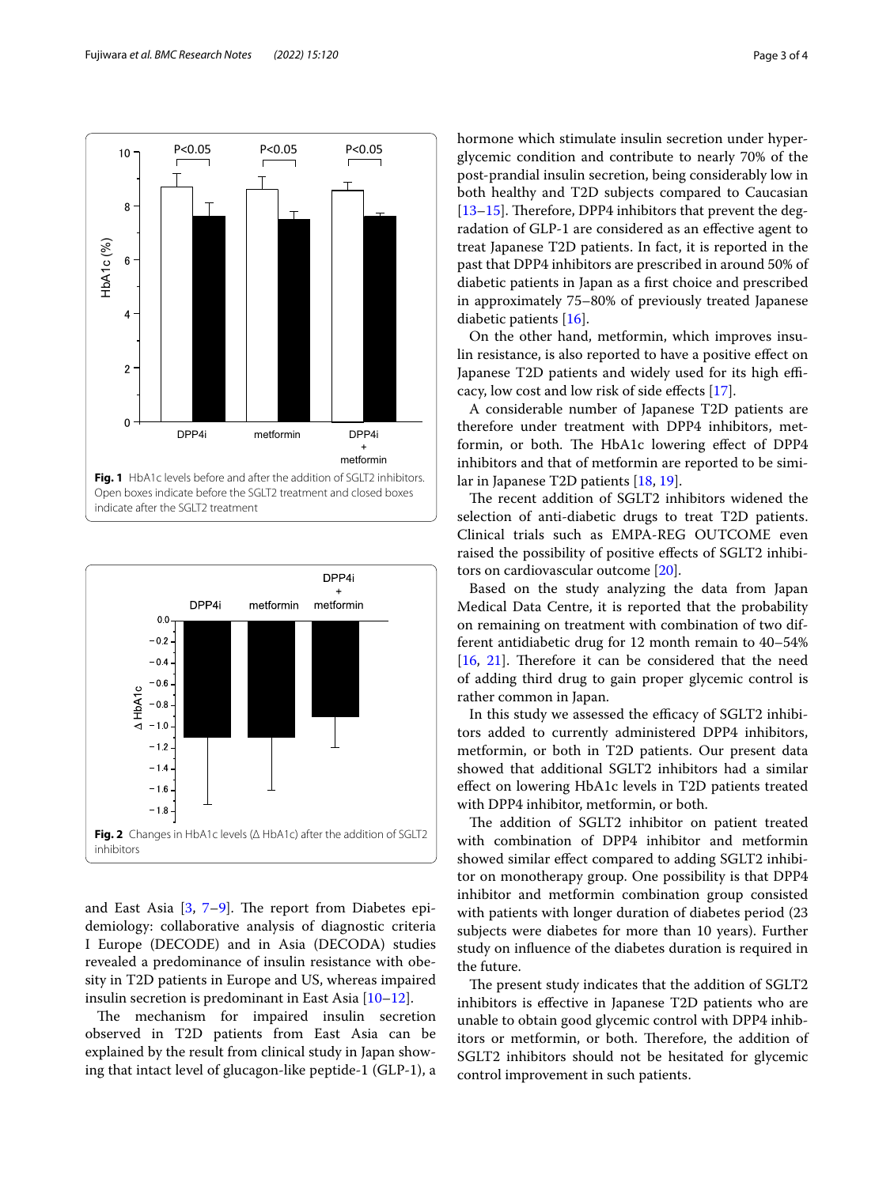Fig. 1 HbA1c levels before and after the addition of SGLT2 inhibitors. Open boxes indicate before the SGLT2 treatment and closed boxes indicate after the SGLT2 treatment

Fig. 2 Changes in HbA1c levels (Δ HbA1c) after the addition of SGLT2 inhibitors

and East Asia [3, 7–9]. The report from Diabetes epidemiology: collaborative analysis of diagnostic criteria I Europe (DECODE) and in Asia (DECODA) studies revealed a predominance of insulin resistance with obesity in T2D patients in Europe and US, whereas impaired insulin secretion is predominant in East Asia [10–12].

The mechanism for impaired insulin secretion observed in T2D patients from East Asia can be explained by the result from clinical study in Japan showing that intact level of glucagon-like peptide-1 (GLP-1), a hormone which stimulate insulin secretion under hyperglycemic condition and contribute to nearly 70% of the post-prandial insulin secretion, being considerably low in both healthy and T2D subjects compared to Caucasian [13–15]. Therefore, DPP4 inhibitors that prevent the degradation of GLP-1 are considered as an effective agent to treat Japanese T2D patients. In fact, it is reported in the past that DPP4 inhibitors are prescribed in around 50% of diabetic patients in Japan as a first choice and prescribed in approximately 75–80% of previously treated Japanese diabetic patients [16].

On the other hand, metformin, which improves insulin resistance, is also reported to have a positive effect on Japanese T2D patients and widely used for its high efficacy, low cost and low risk of side effects [17].

A considerable number of Japanese T2D patients are therefore under treatment with DPP4 inhibitors, metformin, or both. The HbA1c lowering effect of DPP4 inhibitors and that of metformin are reported to be similar in Japanese T2D patients [18, 19].

The recent addition of SGLT2 inhibitors widened the selection of anti-diabetic drugs to treat T2D patients. Clinical trials such as EMPA-REG OUTCOME even raised the possibility of positive effects of SGLT2 inhibitors on cardiovascular outcome [20].

Based on the study analyzing the data from Japan Medical Data Centre, it is reported that the probability on remaining on treatment with combination of two different antidiabetic drug for 12 month remain to 40–54% [16, 21]. Therefore it can be considered that the need of adding third drug to gain proper glycemic control is rather common in Japan.

In this study we assessed the efficacy of SGLT2 inhibitors added to currently administered DPP4 inhibitors, metformin, or both in T2D patients. Our present data showed that additional SGLT2 inhibitors had a similar effect on lowering HbA1c levels in T2D patients treated with DPP4 inhibitor, metformin, or both.

The addition of SGLT2 inhibitor on patient treated with combination of DPP4 inhibitor and metformin showed similar effect compared to adding SGLT2 inhibitor on monotherapy group. One possibility is that DPP4 inhibitor and metformin combination group consisted with patients with longer duration of diabetes period (23 subjects were diabetes for more than 10 years). Further study on influence of the diabetes duration is required in the future.

The present study indicates that the addition of SGLT2 inhibitors is effective in Japanese T2D patients who are unable to obtain good glycemic control with DPP4 inhibitors or metformin, or both. Therefore, the addition of SGLT2 inhibitors should not be hesitated for glycemic control improvement in such patients.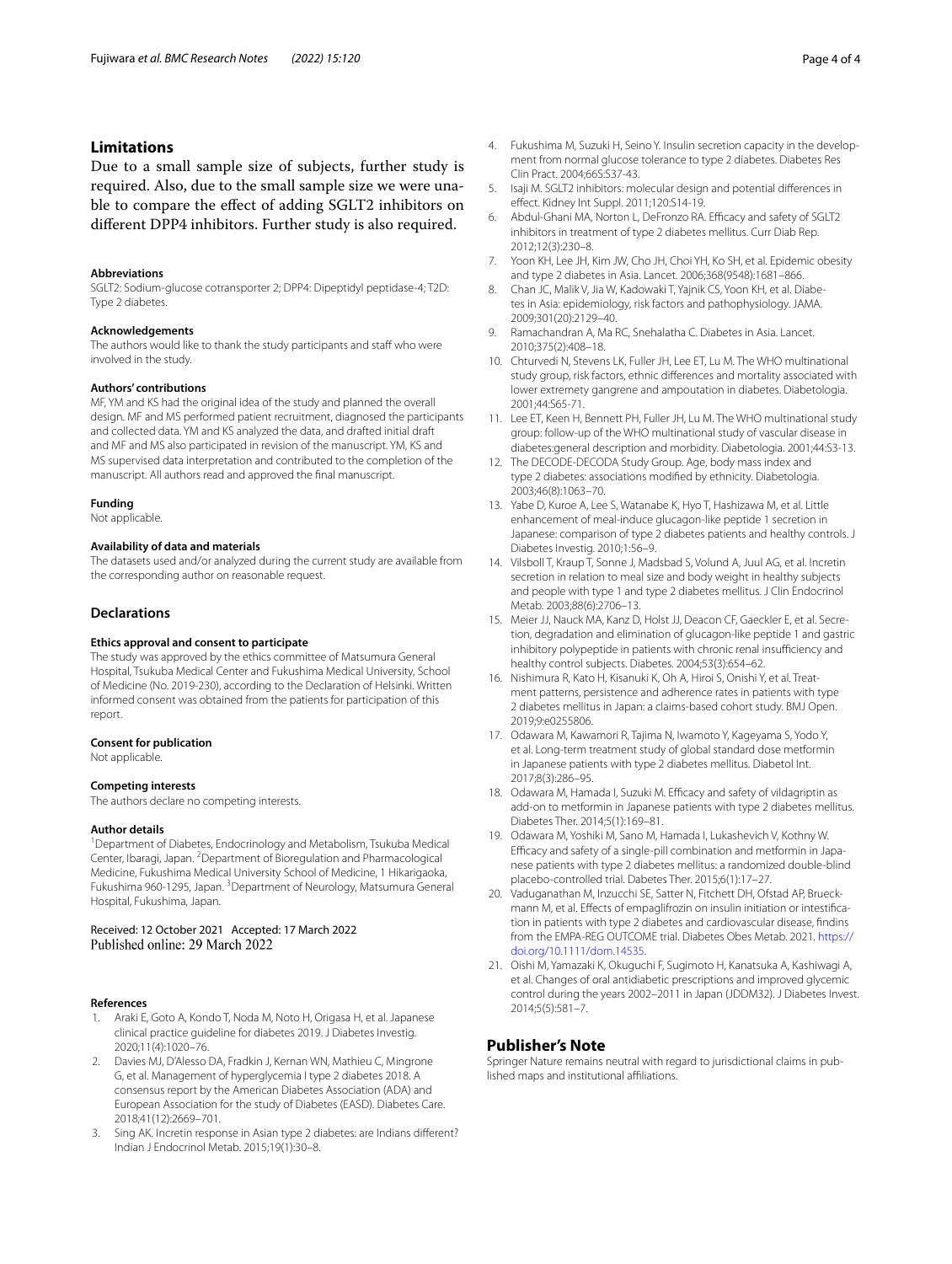## Limitations

Due to a small sample size of subjects, further study is required. Also, due to the small sample size we were unable to compare the effect of adding SGLT2 inhibitors on different DPP4 inhibitors. Further study is also required.

#### Abbreviations
SGLT2: Sodium-glucose cotransporter 2; DPP4: Dipeptidyl peptidase-4; T2D: Type 2 diabetes.

#### Acknowledgements
The authors would like to thank the study participants and staff who were involved in the study.

#### Authors' contributions
MF, YM and KS had the original idea of the study and planned the overall design. MF and MS performed patient recruitment, diagnosed the participants and collected data. YM and KS analyzed the data, and drafted initial draft and MF and MS also participated in revision of the manuscript. YM, KS and MS supervised data interpretation and contributed to the completion of the manuscript. All authors read and approved the final manuscript.

#### Funding
Not applicable.

#### Availability of data and materials
The datasets used and/or analyzed during the current study are available from the corresponding author on reasonable request.

## Declarations

#### Ethics approval and consent to participate
The study was approved by the ethics committee of Matsumura General Hospital, Tsukuba Medical Center and Fukushima Medical University, School of Medicine (No. 2019-230), according to the Declaration of Helsinki. Written informed consent was obtained from the patients for participation of this report.

#### Consent for publication
Not applicable.

#### Competing interests
The authors declare no competing interests.

#### Author details
[1]Department of Diabetes, Endocrinology and Metabolism, Tsukuba Medical Center, Ibaragi, Japan. [2]Department of Bioregulation and Pharmacological Medicine, Fukushima Medical University School of Medicine, 1 Hikarigaoka, Fukushima 960-1295, Japan. [3]Department of Neurology, Matsumura General Hospital, Fukushima, Japan.

Received: 12 October 2021 Accepted: 17 March 2022
Published online: 29 March 2022

#### References

1. Araki E, Goto A, Kondo T, Noda M, Noto H, Origasa H, et al. Japanese clinical practice guideline for diabetes 2019. J Diabetes Investig. 2020;11(4):1020–76.
2. Davies MJ, D'Alesso DA, Fradkin J, Kernan WN, Mathieu C, Mingrone G, et al. Management of hyperglycemia I type 2 diabetes 2018. A consensus report by the American Diabetes Association (ADA) and European Association for the study of Diabetes (EASD). Diabetes Care. 2018;41(12):2669–701.
3. Sing AK. Incretin response in Asian type 2 diabetes: are Indians different? Indian J Endocrinol Metab. 2015;19(1):30–8.
4. Fukushima M, Suzuki H, Seino Y. Insulin secretion capacity in the development from normal glucose tolerance to type 2 diabetes. Diabetes Res Clin Pract. 2004;66S:S37-43.
5. Isaji M. SGLT2 inhibitors: molecular design and potential differences in effect. Kidney Int Suppl. 2011;120:S14-19.
6. Abdul-Ghani MA, Norton L, DeFronzo RA. Efficacy and safety of SGLT2 inhibitors in treatment of type 2 diabetes mellitus. Curr Diab Rep. 2012;12(3):230–8.
7. Yoon KH, Lee JH, Kim JW, Cho JH, Choi YH, Ko SH, et al. Epidemic obesity and type 2 diabetes in Asia. Lancet. 2006;368(9548):1681–866.
8. Chan JC, Malik V, Jia W, Kadowaki T, Yajnik CS, Yoon KH, et al. Diabetes in Asia: epidemiology, risk factors and pathophysiology. JAMA. 2009;301(20):2129–40.
9. Ramachandran A, Ma RC, Snehalatha C. Diabetes in Asia. Lancet. 2010;375(2):408–18.
10. Chturvedi N, Stevens LK, Fuller JH, Lee ET, Lu M. The WHO multinational study group, risk factors, ethnic differences and mortality associated with lower extremety gangrene and ampoutation in diabetes. Diabetologia. 2001;44:S65-71.
11. Lee ET, Keen H, Bennett PH, Fuller JH, Lu M. The WHO multinational study group: follow-up of the WHO multinational study of vascular disease in diabetes:general description and morbidity. Diabetologia. 2001;44:S3-13.
12. The DECODE-DECODA Study Group. Age, body mass index and type 2 diabetes: associations modified by ethnicity. Diabetologia. 2003;46(8):1063–70.
13. Yabe D, Kuroe A, Lee S, Watanabe K, Hyo T, Hashizawa M, et al. Little enhancement of meal-induce glucagon-like peptide 1 secretion in Japanese: comparison of type 2 diabetes patients and healthy controls. J Diabetes Investig. 2010;1:56–9.
14. Vilsboll T, Kraup T, Sonne J, Madsbad S, Volund A, Juul AG, et al. Incretin secretion in relation to meal size and body weight in healthy subjects and people with type 1 and type 2 diabetes mellitus. J Clin Endocrinol Metab. 2003;88(6):2706–13.
15. Meier JJ, Nauck MA, Kanz D, Holst JJ, Deacon CF, Gaeckler E, et al. Secretion, degradation and elimination of glucagon-like peptide 1 and gastric inhibitory polypeptide in patients with chronic renal insufficiency and healthy control subjects. Diabetes. 2004;53(3):654–62.
16. Nishimura R, Kato H, Kisanuki K, Oh A, Hiroi S, Onishi Y, et al. Treatment patterns, persistence and adherence rates in patients with type 2 diabetes mellitus in Japan: a claims-based cohort study. BMJ Open. 2019;9:e0255806.
17. Odawara M, Kawamori R, Tajima N, Iwamoto Y, Kageyama S, Yodo Y, et al. Long-term treatment study of global standard dose metformin in Japanese patients with type 2 diabetes mellitus. Diabetol Int. 2017;8(3):286–95.
18. Odawara M, Hamada I, Suzuki M. Efficacy and safety of vildagriptin as add-on to metformin in Japanese patients with type 2 diabetes mellitus. Diabetes Ther. 2014;5(1):169–81.
19. Odawara M, Yoshiki M, Sano M, Hamada I, Lukashevich V, Kothny W. Efficacy and safety of a single-pill combination and metformin in Japanese patients with type 2 diabetes mellitus: a randomized double-blind placebo-controlled trial. Diabetes Ther. 2015;6(1):17–27.
20. Vaduganathan M, Inzucchi SE, Satter N, Fitchett DH, Ofstad AP, Brueckmann M, et al. Effects of empaglifrozin on insulin initiation or intestification in patients with type 2 diabetes and cardiovascular disease, findins from the EMPA-REG OUTCOME trial. Diabetes Obes Metab. 2021. https://doi.org/10.1111/dom.14535.
21. Oishi M, Yamazaki K, Okuguchi F, Sugimoto H, Kanatsuka A, Kashiwagi A, et al. Changes of oral antidiabetic prescriptions and improved glycemic control during the years 2002–2011 in Japan (JDDM32). J Diabetes Invest. 2014;5(5):581–7.

## Publisher's Note

Springer Nature remains neutral with regard to jurisdictional claims in published maps and institutional affiliations.